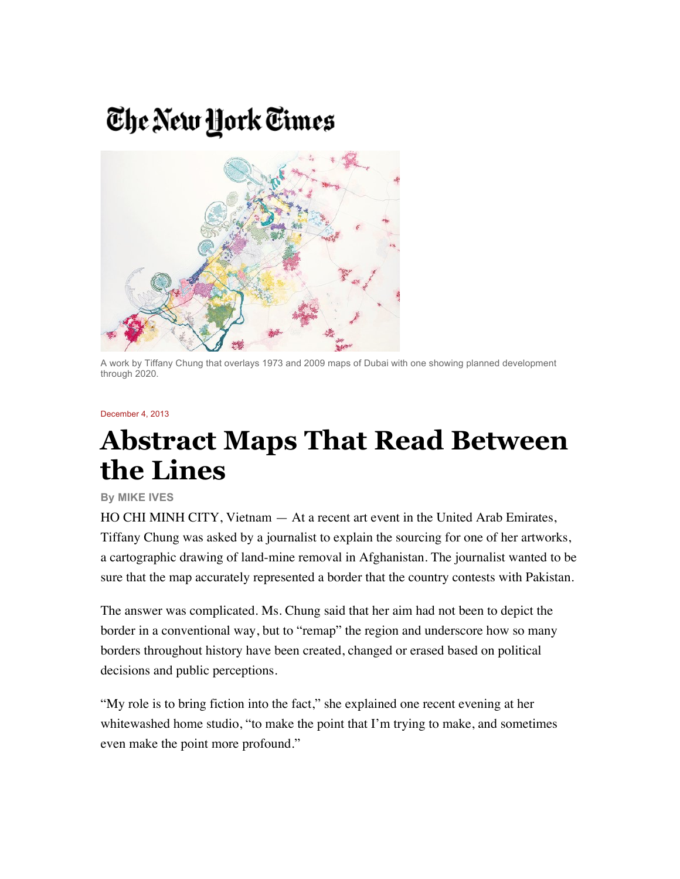The New York Times

A work by Tiffany Chung that overlays 1973 and 2009 maps of Dubai with one showing planned development through 2020.

December 4, 2013

# Abstract Maps That Read Between the Lines

By MIKE IVES

HO CHI MINH CITY, Vietnam — At a recent art event in the United Arab Emirates, Tiffany Chung was asked by a journalist to explain the sourcing for one of her artworks, a cartographic drawing of land-mine removal in Afghanistan. The journalist wanted to be sure that the map accurately represented a border that the country contests with Pakistan.

The answer was complicated. Ms. Chung said that her aim had not been to depict the border in a conventional way, but to "remap" the region and underscore how so many borders throughout history have been created, changed or erased based on political decisions and public perceptions.

"My role is to bring fiction into the fact," she explained one recent evening at her whitewashed home studio, "to make the point that I'm trying to make, and sometimes even make the point more profound."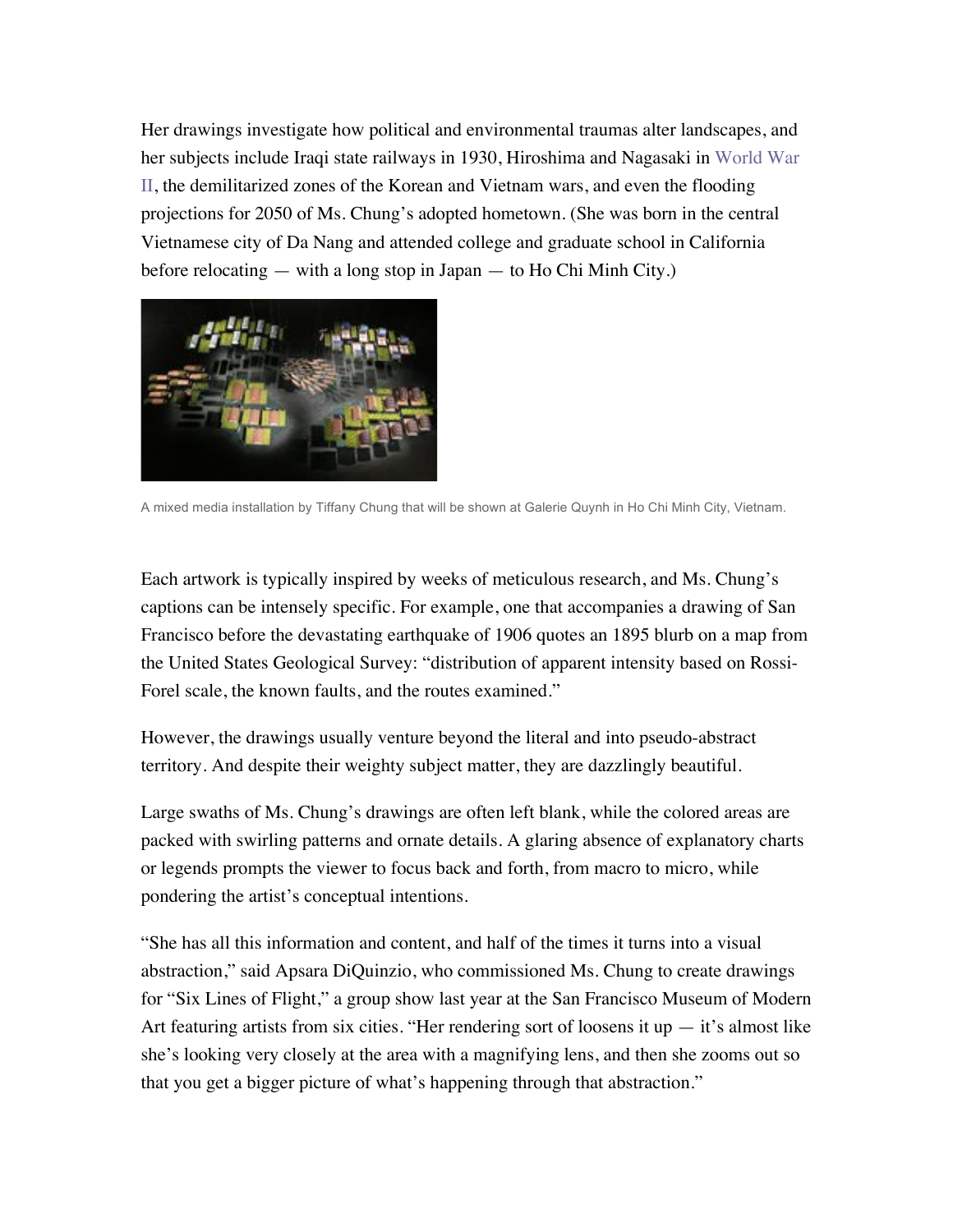Her drawings investigate how political and environmental traumas alter landscapes, and her subjects include Iraqi state railways in 1930, Hiroshima and Nagasaki in World War II, the demilitarized zones of the Korean and Vietnam wars, and even the flooding projections for 2050 of Ms. Chung's adopted hometown. (She was born in the central Vietnamese city of Da Nang and attended college and graduate school in California before relocating — with a long stop in Japan — to Ho Chi Minh City.)

A mixed media installation by Tiffany Chung that will be shown at Galerie Quynh in Ho Chi Minh City, Vietnam.

Each artwork is typically inspired by weeks of meticulous research, and Ms. Chung's captions can be intensely specific. For example, one that accompanies a drawing of San Francisco before the devastating earthquake of 1906 quotes an 1895 blurb on a map from the United States Geological Survey: "distribution of apparent intensity based on Rossi-Forel scale, the known faults, and the routes examined."

However, the drawings usually venture beyond the literal and into pseudo-abstract territory. And despite their weighty subject matter, they are dazzlingly beautiful.

Large swaths of Ms. Chung's drawings are often left blank, while the colored areas are packed with swirling patterns and ornate details. A glaring absence of explanatory charts or legends prompts the viewer to focus back and forth, from macro to micro, while pondering the artist's conceptual intentions.

"She has all this information and content, and half of the times it turns into a visual abstraction," said Apsara DiQuinzio, who commissioned Ms. Chung to create drawings for "Six Lines of Flight," a group show last year at the San Francisco Museum of Modern Art featuring artists from six cities. "Her rendering sort of loosens it up — it's almost like she's looking very closely at the area with a magnifying lens, and then she zooms out so that you get a bigger picture of what's happening through that abstraction."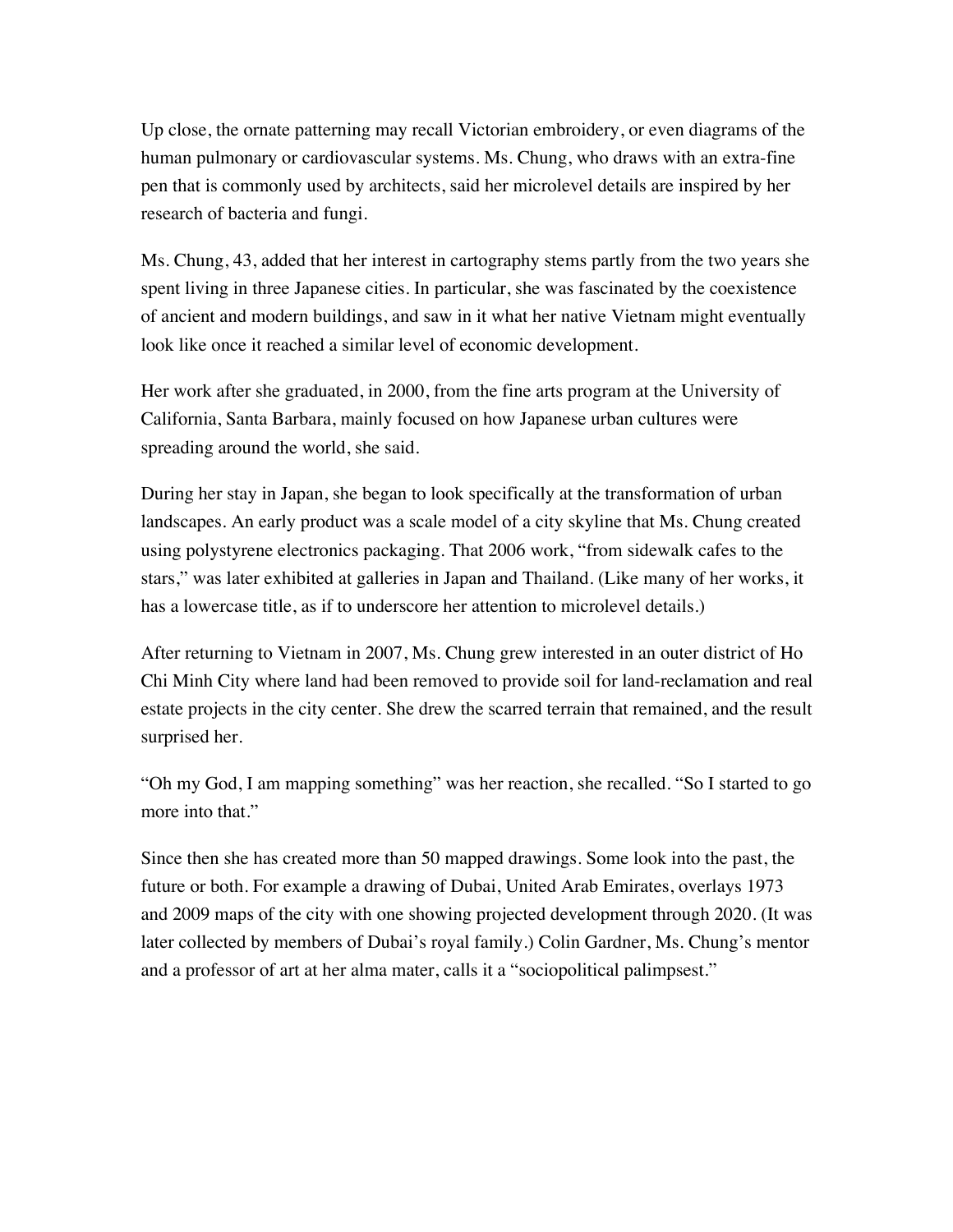Up close, the ornate patterning may recall Victorian embroidery, or even diagrams of the human pulmonary or cardiovascular systems. Ms. Chung, who draws with an extra-fine pen that is commonly used by architects, said her microlevel details are inspired by her research of bacteria and fungi.

Ms. Chung, 43, added that her interest in cartography stems partly from the two years she spent living in three Japanese cities. In particular, she was fascinated by the coexistence of ancient and modern buildings, and saw in it what her native Vietnam might eventually look like once it reached a similar level of economic development.

Her work after she graduated, in 2000, from the fine arts program at the University of California, Santa Barbara, mainly focused on how Japanese urban cultures were spreading around the world, she said.

During her stay in Japan, she began to look specifically at the transformation of urban landscapes. An early product was a scale model of a city skyline that Ms. Chung created using polystyrene electronics packaging. That 2006 work, "from sidewalk cafes to the stars," was later exhibited at galleries in Japan and Thailand. (Like many of her works, it has a lowercase title, as if to underscore her attention to microlevel details.)

After returning to Vietnam in 2007, Ms. Chung grew interested in an outer district of Ho Chi Minh City where land had been removed to provide soil for land-reclamation and real estate projects in the city center. She drew the scarred terrain that remained, and the result surprised her.

"Oh my God, I am mapping something" was her reaction, she recalled. "So I started to go more into that."

Since then she has created more than 50 mapped drawings. Some look into the past, the future or both. For example a drawing of Dubai, United Arab Emirates, overlays 1973 and 2009 maps of the city with one showing projected development through 2020. (It was later collected by members of Dubai's royal family.) Colin Gardner, Ms. Chung's mentor and a professor of art at her alma mater, calls it a "sociopolitical palimpsest."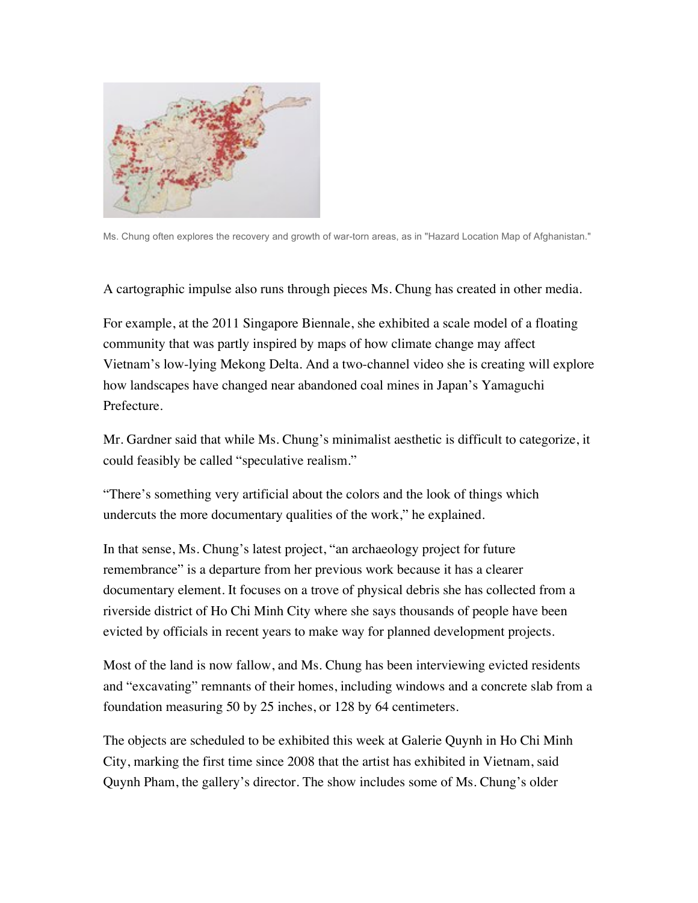Ms. Chung often explores the recovery and growth of war-torn areas, as in "Hazard Location Map of Afghanistan."

A cartographic impulse also runs through pieces Ms. Chung has created in other media.

For example, at the 2011 Singapore Biennale, she exhibited a scale model of a floating community that was partly inspired by maps of how climate change may affect Vietnam's low-lying Mekong Delta. And a two-channel video she is creating will explore how landscapes have changed near abandoned coal mines in Japan's Yamaguchi Prefecture.

Mr. Gardner said that while Ms. Chung's minimalist aesthetic is difficult to categorize, it could feasibly be called "speculative realism."

"There's something very artificial about the colors and the look of things which undercuts the more documentary qualities of the work," he explained.

In that sense, Ms. Chung's latest project, "an archaeology project for future remembrance" is a departure from her previous work because it has a clearer documentary element. It focuses on a trove of physical debris she has collected from a riverside district of Ho Chi Minh City where she says thousands of people have been evicted by officials in recent years to make way for planned development projects.

Most of the land is now fallow, and Ms. Chung has been interviewing evicted residents and "excavating" remnants of their homes, including windows and a concrete slab from a foundation measuring 50 by 25 inches, or 128 by 64 centimeters.

The objects are scheduled to be exhibited this week at Galerie Quynh in Ho Chi Minh City, marking the first time since 2008 that the artist has exhibited in Vietnam, said Quynh Pham, the gallery's director. The show includes some of Ms. Chung's older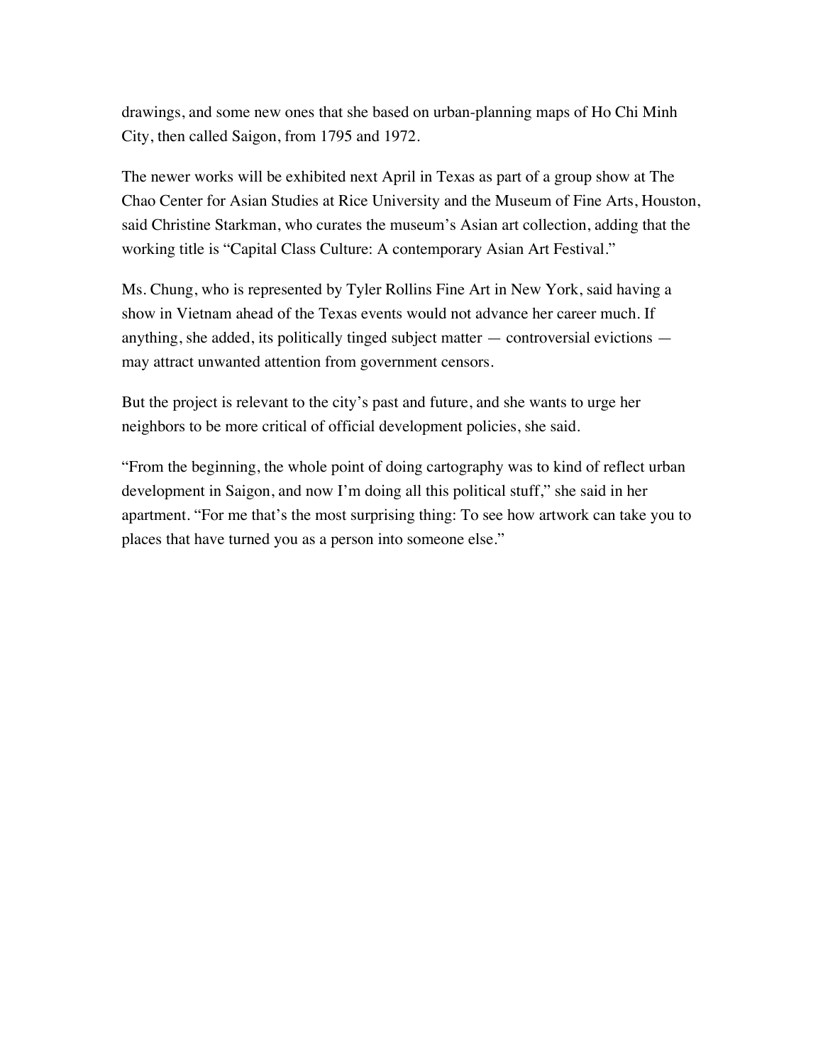drawings, and some new ones that she based on urban-planning maps of Ho Chi Minh City, then called Saigon, from 1795 and 1972.

The newer works will be exhibited next April in Texas as part of a group show at The Chao Center for Asian Studies at Rice University and the Museum of Fine Arts, Houston, said Christine Starkman, who curates the museum's Asian art collection, adding that the working title is "Capital Class Culture: A contemporary Asian Art Festival."

Ms. Chung, who is represented by Tyler Rollins Fine Art in New York, said having a show in Vietnam ahead of the Texas events would not advance her career much. If anything, she added, its politically tinged subject matter — controversial evictions — may attract unwanted attention from government censors.

But the project is relevant to the city's past and future, and she wants to urge her neighbors to be more critical of official development policies, she said.

"From the beginning, the whole point of doing cartography was to kind of reflect urban development in Saigon, and now I'm doing all this political stuff," she said in her apartment. "For me that's the most surprising thing: To see how artwork can take you to places that have turned you as a person into someone else."